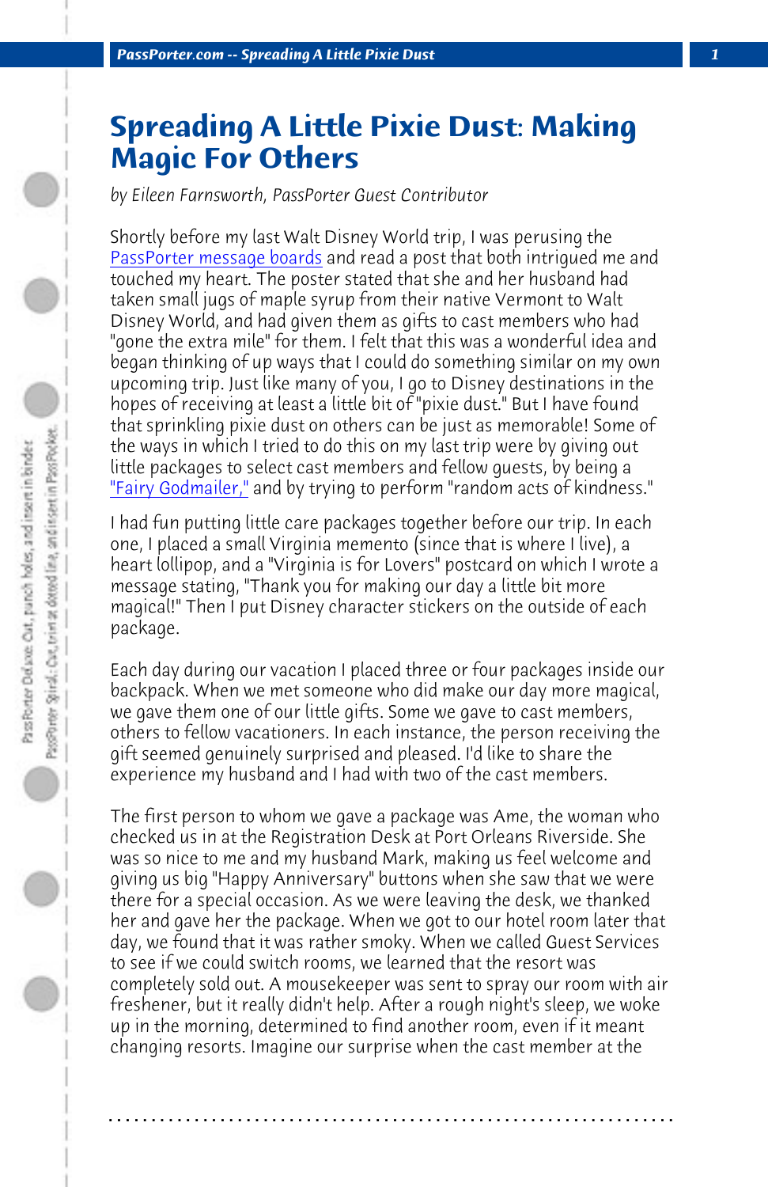# Spreading A Little Pixie Dust: Making Magic For Others

*by Eileen Farnsworth, PassPorter Guest Contributor*

Shortly before my last Walt Disney World trip, I was perusing the PassPorter message boards and read a post that both intrigued me and touched my heart. The poster stated that she and her husband had taken small jugs of maple syrup from their native Vermont to Walt Disney World, and had given them as gifts to cast members who had "gone the extra mile" for them. I felt that this was a wonderful idea and began thinking of up ways that I could do something similar on my own upcoming trip. Just like many of you, I go to Disney destinations in the hopes of receiving at least a little bit of "pixie dust." But I have found that sprinkling pixie dust on others can be just as memorable! Some of the ways in which I tried to do this on my last trip were by giving out little packages to select cast members and fellow guests, by being a "Fairy Godmailer," and by trying to perform "random acts of kindness."

I had fun putting little care packages together before our trip. In each one, I placed a small Virginia memento (since that is where I live), a heart lollipop, and a "Virginia is for Lovers" postcard on which I wrote a message stating, "Thank you for making our day a little bit more magical!" Then I put Disney character stickers on the outside of each package.

Each day during our vacation I placed three or four packages inside our backpack. When we met someone who did make our day more magical, we gave them one of our little gifts. Some we gave to cast members, others to fellow vacationers. In each instance, the person receiving the gift seemed genuinely surprised and pleased. I'd like to share the experience my husband and I had with two of the cast members.

The first person to whom we gave a package was Ame, the woman who checked us in at the Registration Desk at Port Orleans Riverside. She was so nice to me and my husband Mark, making us feel welcome and giving us big "Happy Anniversary" buttons when she saw that we were there for a special occasion. As we were leaving the desk, we thanked her and gave her the package. When we got to our hotel room later that day, we found that it was rather smoky. When we called Guest Services to see if we could switch rooms, we learned that the resort was completely sold out. A mousekeeper was sent to spray our room with air freshener, but it really didn't help. After a rough night's sleep, we woke up in the morning, determined to find another room, even if it meant changing resorts. Imagine our surprise when the cast member at the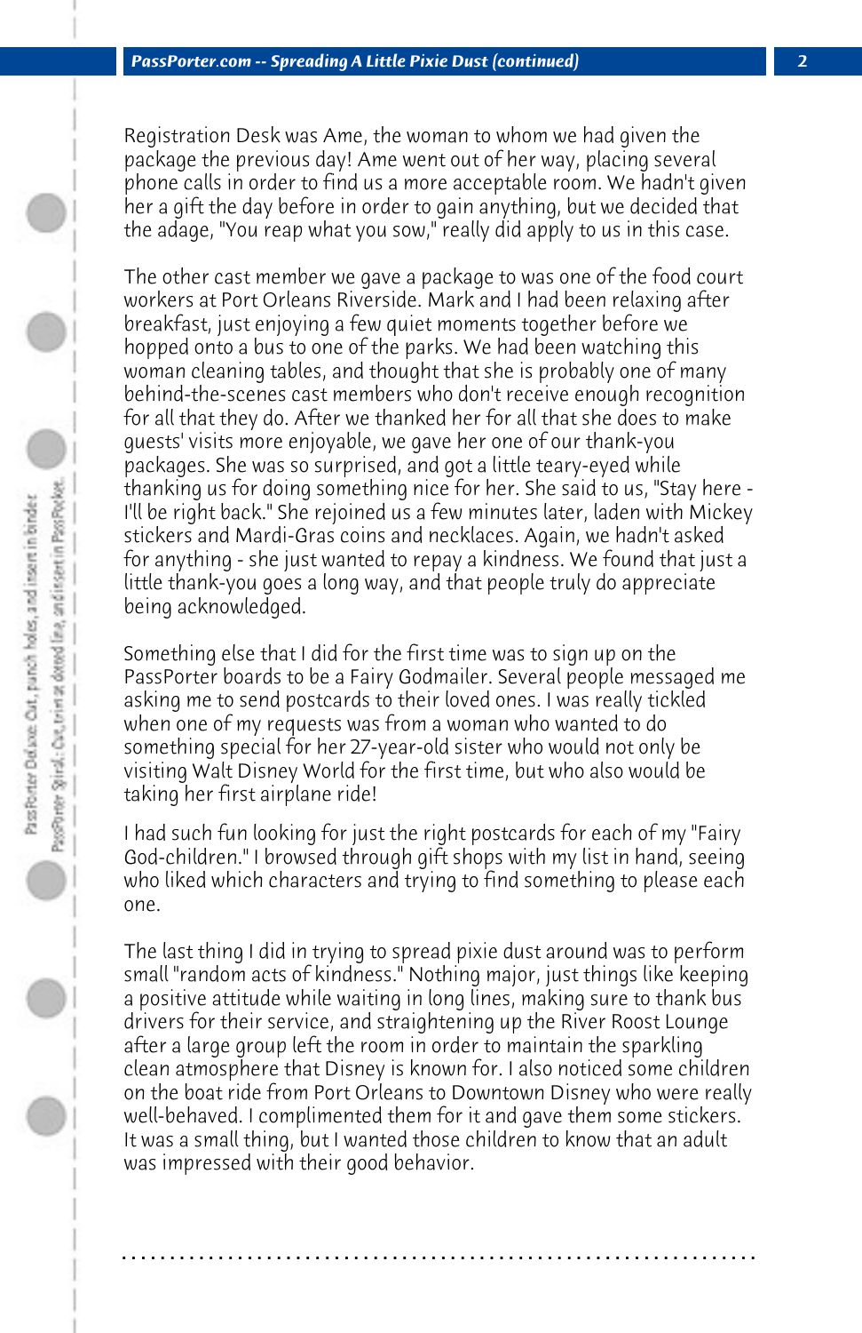Registration Desk was Ame, the woman to whom we had given the package the previous day! Ame went out of her way, placing several phone calls in order to find us a more acceptable room. We hadn't given her a gift the day before in order to gain anything, but we decided that the adage, "You reap what you sow," really did apply to us in this case.

The other cast member we gave a package to was one of the food court workers at Port Orleans Riverside. Mark and I had been relaxing after breakfast, just enjoying a few quiet moments together before we hopped onto a bus to one of the parks. We had been watching this woman cleaning tables, and thought that she is probably one of many behind-the-scenes cast members who don't receive enough recognition for all that they do. After we thanked her for all that she does to make guests' visits more enjoyable, we gave her one of our thank-you packages. She was so surprised, and got a little teary-eyed while thanking us for doing something nice for her. She said to us, "Stay here - I'll be right back." She rejoined us a few minutes later, laden with Mickey stickers and Mardi-Gras coins and necklaces. Again, we hadn't asked for anything - she just wanted to repay a kindness. We found that just a little thank-you goes a long way, and that people truly do appreciate being acknowledged.

Something else that I did for the first time was to sign up on the PassPorter boards to be a Fairy Godmailer. Several people messaged me asking me to send postcards to their loved ones. I was really tickled when one of my requests was from a woman who wanted to do something special for her 27-year-old sister who would not only be visiting Walt Disney World for the first time, but who also would be taking her first airplane ride!

I had such fun looking for just the right postcards for each of my "Fairy God-children." I browsed through gift shops with my list in hand, seeing who liked which characters and trying to find something to please each one.

The last thing I did in trying to spread pixie dust around was to perform small "random acts of kindness." Nothing major, just things like keeping a positive attitude while waiting in long lines, making sure to thank bus drivers for their service, and straightening up the River Roost Lounge after a large group left the room in order to maintain the sparkling clean atmosphere that Disney is known for. I also noticed some children on the boat ride from Port Orleans to Downtown Disney who were really well-behaved. I complimented them for it and gave them some stickers. It was a small thing, but I wanted those children to know that an adult was impressed with their good behavior.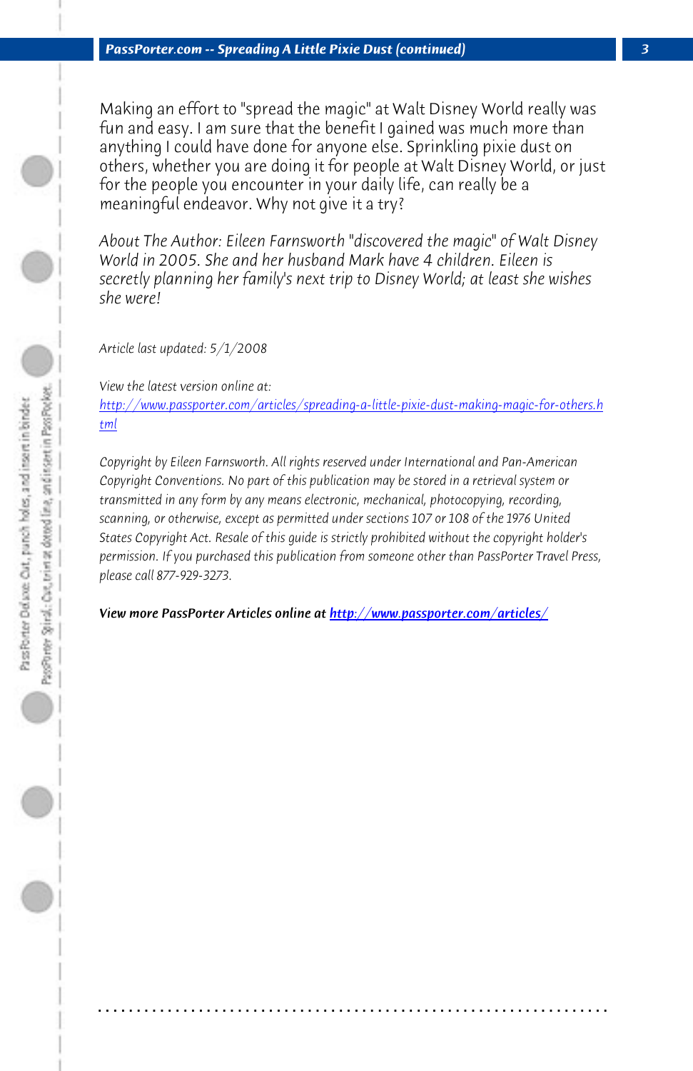Making an effort to "spread the magic" at Walt Disney World really was fun and easy. I am sure that the benefit I gained was much more than anything I could have done for anyone else. Sprinkling pixie dust on others, whether you are doing it for people at Walt Disney World, or just for the people you encounter in your daily life, can really be a meaningful endeavor. Why not give it a try?

*About The Author: Eileen Farnsworth "discovered the magic" of Walt Disney World in 2005. She and her husband Mark have 4 children. Eileen is secretly planning her family's next trip to Disney World; at least she wishes she were!*

*Article last updated: 5/1/2008*

*View the latest version online at: http://www.passporter.com/articles/spreading-a-little-pixie-dust-making-magic-for-others.html*

*Copyright by Eileen Farnsworth. All rights reserved under International and Pan-American Copyright Conventions. No part of this publication may be stored in a retrieval system or transmitted in any form by any means electronic, mechanical, photocopying, recording, scanning, or otherwise, except as permitted under sections 107 or 108 of the 1976 United States Copyright Act. Resale of this guide is strictly prohibited without the copyright holder's permission. If you purchased this publication from someone other than PassPorter Travel Press, please call 877-929-3273.*

***View more PassPorter Articles online at http://www.passporter.com/articles/***